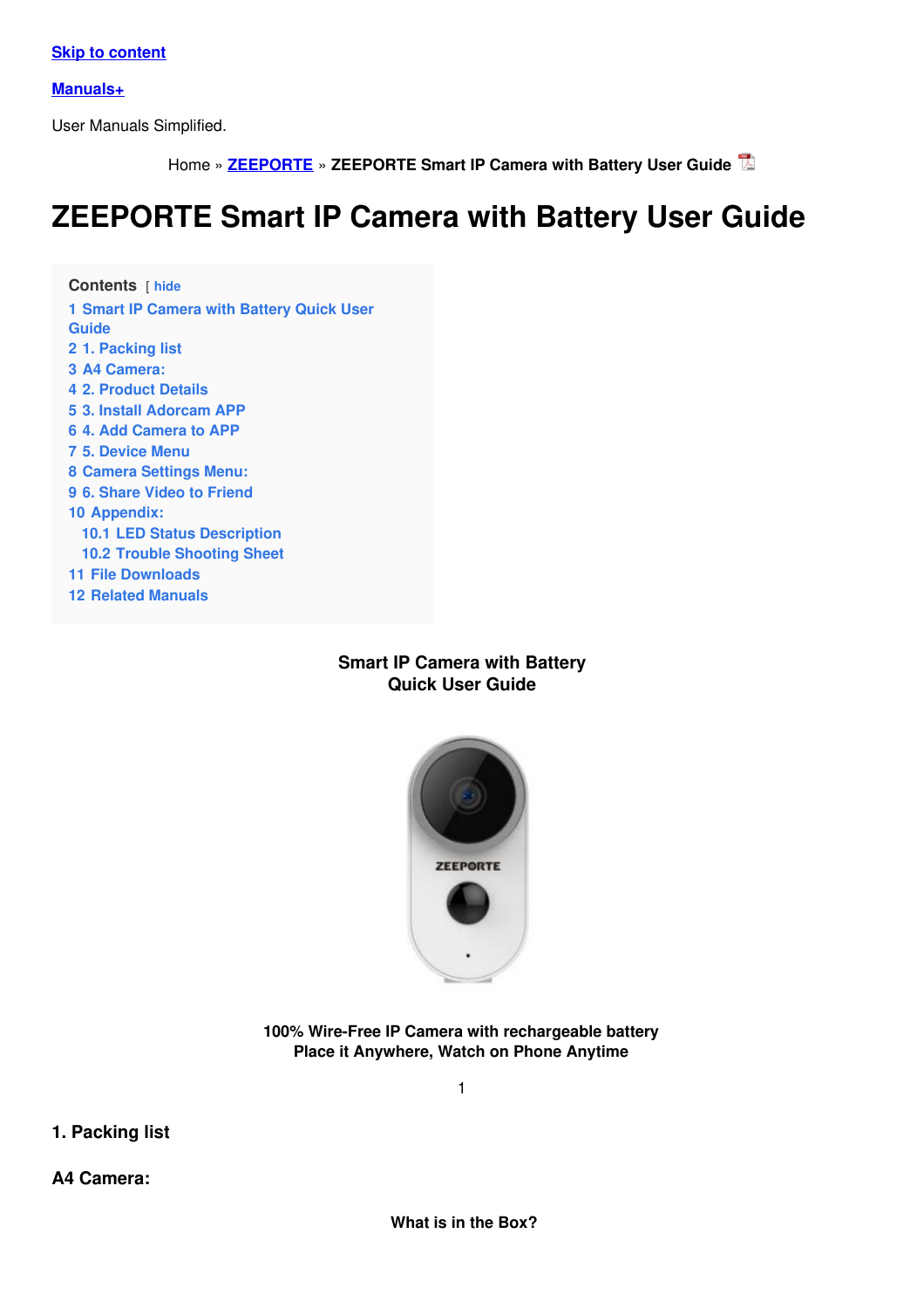Skip to content

Manuals+

User Manuals Simplified.

Home » ZEEPORTE » ZEEPORTE Smart IP Camera with Battery User Guide

# ZEEPORTE Smart IP Camera with Battery User Guide

**Contents** [ hide

1 Smart IP Camera with Battery Quick User Guide
2 1. Packing list
3 A4 Camera:
4 2. Product Details
5 3. Install Adorcam APP
6 4. Add Camera to APP
7 5. Device Menu
8 Camera Settings Menu:
9 6. Share Video to Friend
10 Appendix:
  10.1 LED Status Description
  10.2 Trouble Shooting Sheet
11 File Downloads
12 Related Manuals

**Smart IP Camera with Battery**
**Quick User Guide**

**100% Wire-Free IP Camera with rechargeable battery**
**Place it Anywhere, Watch on Phone Anytime**

## 1. Packing list

## A4 Camera:

**What is in the Box?**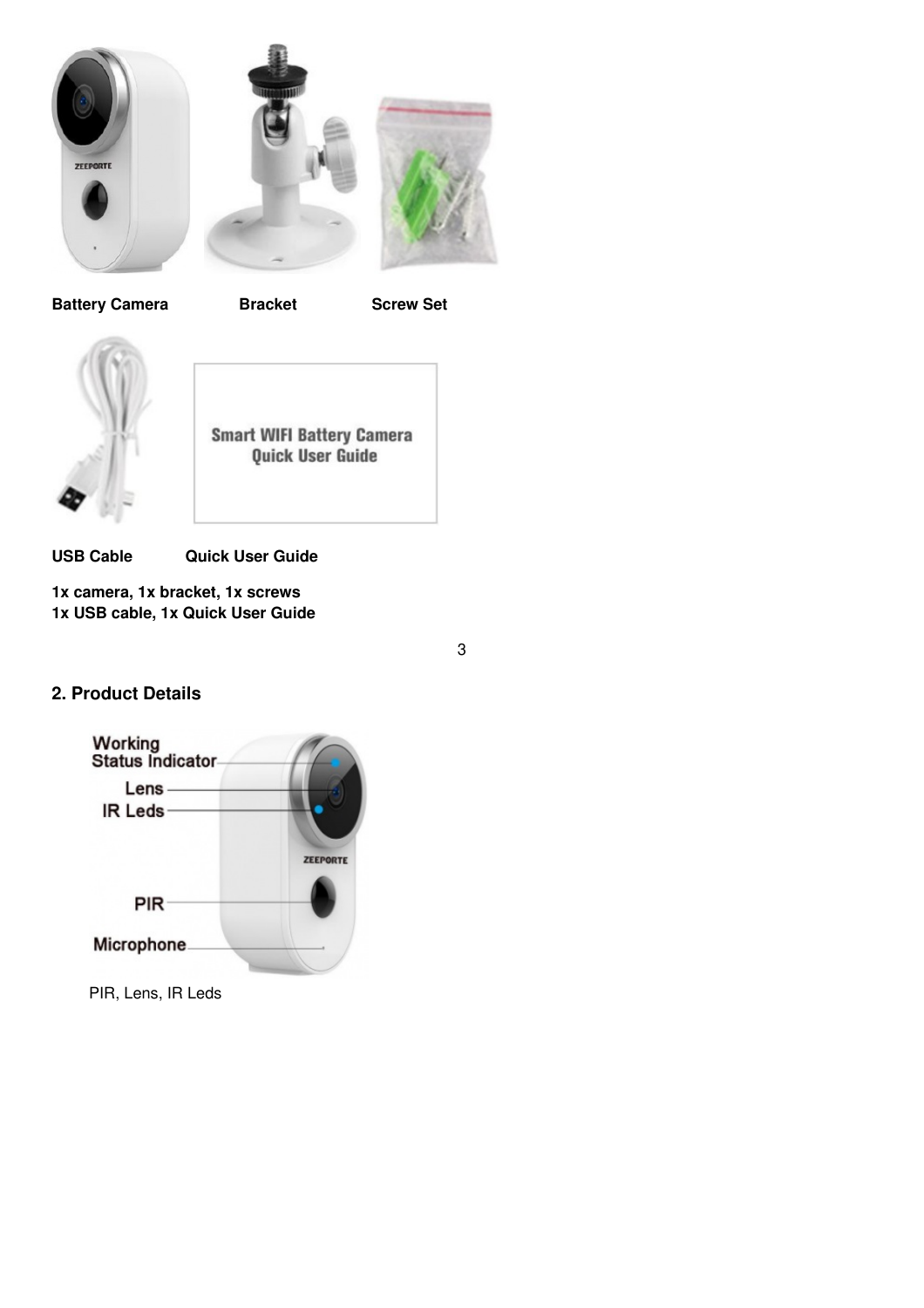**Battery Camera** **Bracket** **Screw Set**

**USB Cable** **Quick User Guide**

**1x camera, 1x bracket, 1x screws**
**1x USB cable, 1x Quick User Guide**

## 2. Product Details

PIR, Lens, IR Leds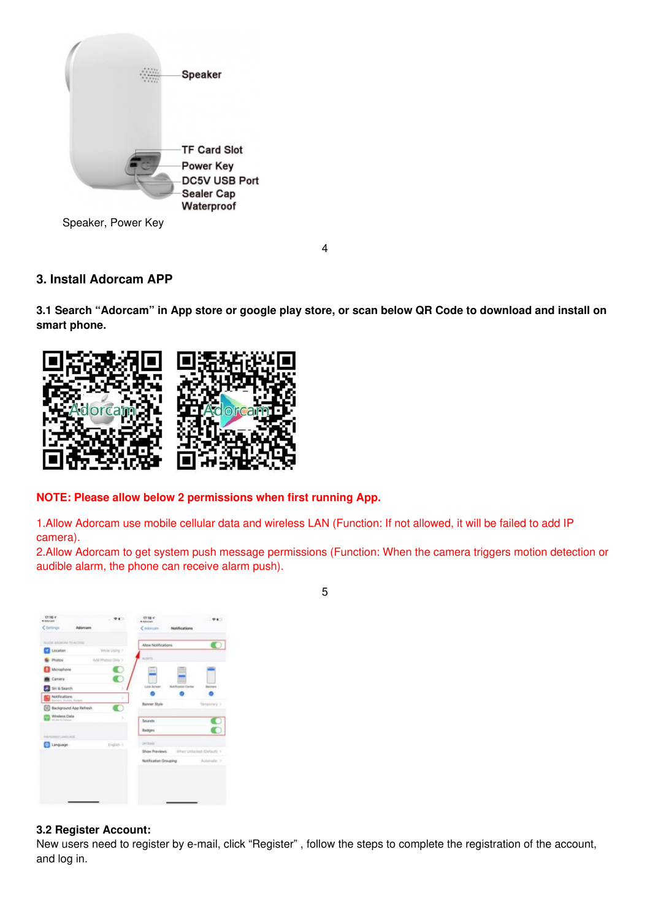Speaker

TF Card Slot

Power Key

DC5V USB Port

Sealer Cap

Waterproof

Speaker, Power Key

## 3. Install Adorcam APP

**3.1 Search "Adorcam" in App store or google play store, or scan below QR Code to download and install on smart phone.**

**NOTE: Please allow below 2 permissions when first running App.**

1.Allow Adorcam use mobile cellular data and wireless LAN (Function: If not allowed, it will be failed to add IP camera).
2.Allow Adorcam to get system push message permissions (Function: When the camera triggers motion detection or audible alarm, the phone can receive alarm push).

**3.2 Register Account:**
New users need to register by e-mail, click "Register" , follow the steps to complete the registration of the account, and log in.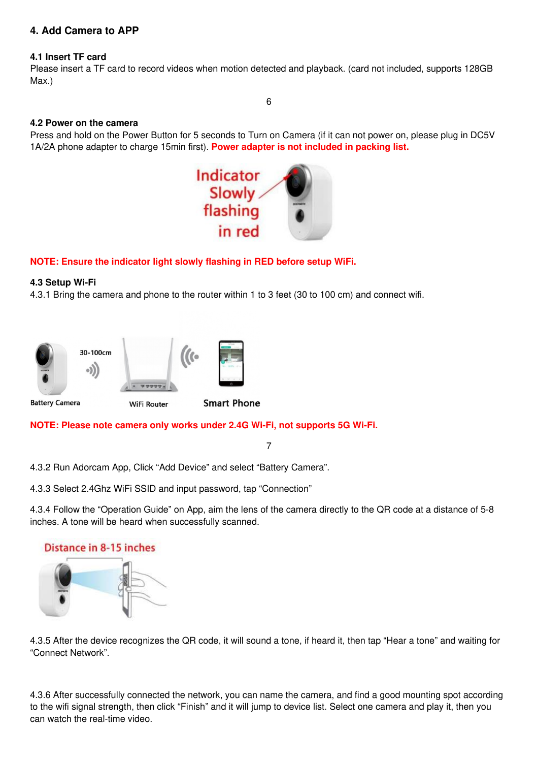## 4. Add Camera to APP

### 4.1 Insert TF card

Please insert a TF card to record videos when motion detected and playback. (card not included, supports 128GB Max.)

### 4.2 Power on the camera

Press and hold on the Power Button for 5 seconds to Turn on Camera (if it can not power on, please plug in DC5V 1A/2A phone adapter to charge 15min first). **Power adapter is not included in packing list.**

Indicator Slowly flashing in red

**NOTE: Ensure the indicator light slowly flashing in RED before setup WiFi.**

### 4.3 Setup Wi-Fi

4.3.1 Bring the camera and phone to the router within 1 to 3 feet (30 to 100 cm) and connect wifi.

Battery Camera — 30-100cm — WiFi Router — Smart Phone

**NOTE: Please note camera only works under 2.4G Wi-Fi, not supports 5G Wi-Fi.**

4.3.2 Run Adorcam App, Click "Add Device" and select "Battery Camera".

4.3.3 Select 2.4Ghz WiFi SSID and input password, tap "Connection"

4.3.4 Follow the "Operation Guide" on App, aim the lens of the camera directly to the QR code at a distance of 5-8 inches. A tone will be heard when successfully scanned.

Distance in 8-15 inches

4.3.5 After the device recognizes the QR code, it will sound a tone, if heard it, then tap "Hear a tone" and waiting for "Connect Network".

4.3.6 After successfully connected the network, you can name the camera, and find a good mounting spot according to the wifi signal strength, then click "Finish" and it will jump to device list. Select one camera and play it, then you can watch the real-time video.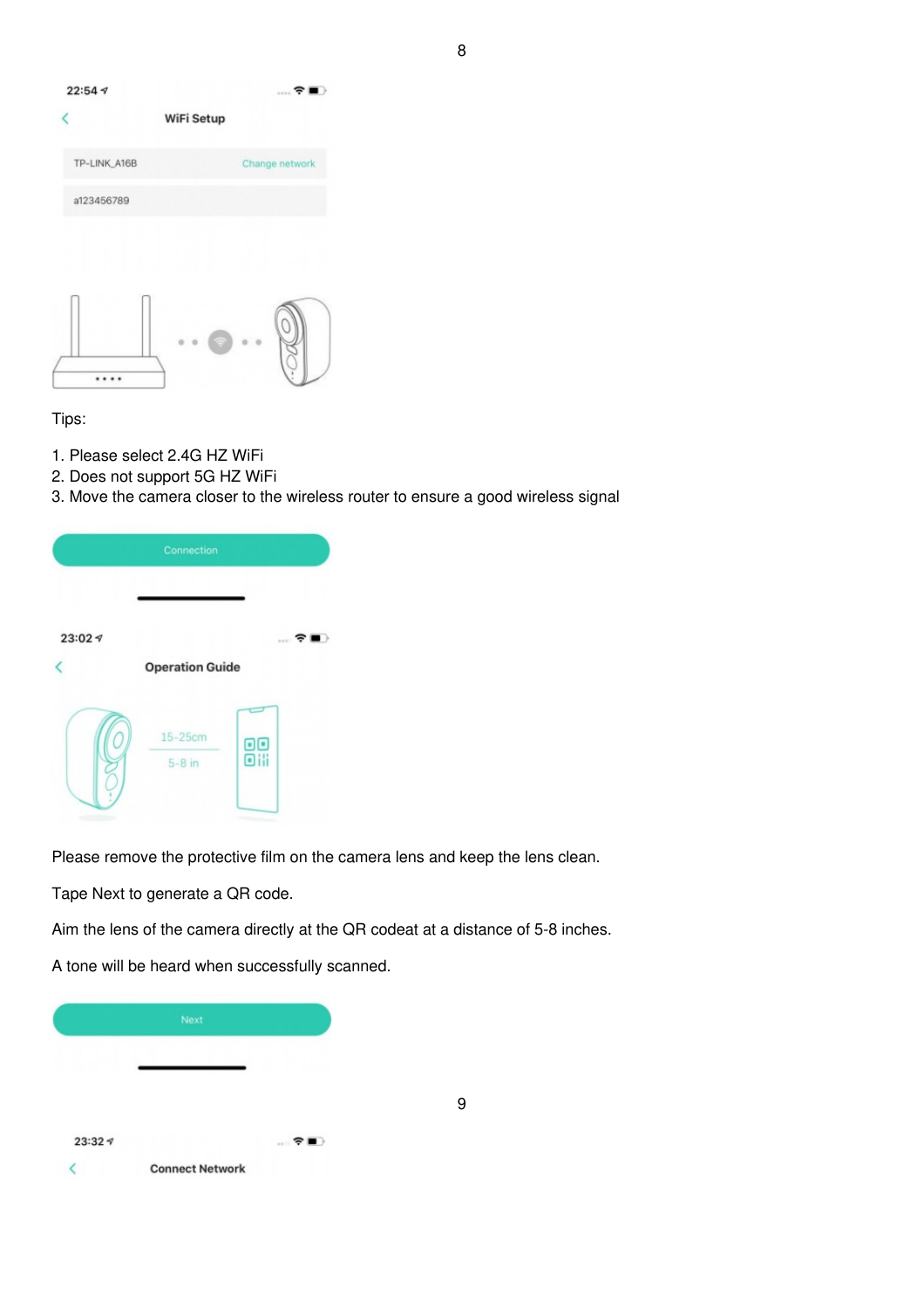Tips:

1. Please select 2.4G HZ WiFi
2. Does not support 5G HZ WiFi
3. Move the camera closer to the wireless router to ensure a good wireless signal

Please remove the protective film on the camera lens and keep the lens clean.

Tape Next to generate a QR code.

Aim the lens of the camera directly at the QR codeat at a distance of 5-8 inches.

A tone will be heard when successfully scanned.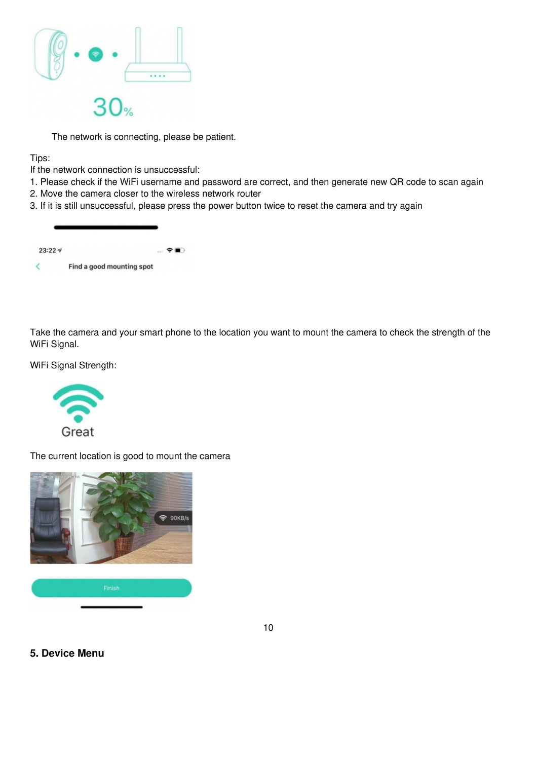30%

The network is connecting, please be patient.

Tips:
If the network connection is unsuccessful:
1. Please check if the WiFi username and password are correct, and then generate new QR code to scan again
2. Move the camera closer to the wireless network router
3. If it is still unsuccessful, please press the power button twice to reset the camera and try again

23:22

Find a good mounting spot

Take the camera and your smart phone to the location you want to mount the camera to check the strength of the WiFi Signal.

WiFi Signal Strength:

Great

The current location is good to mount the camera

90KB/s

Finish

## 5. Device Menu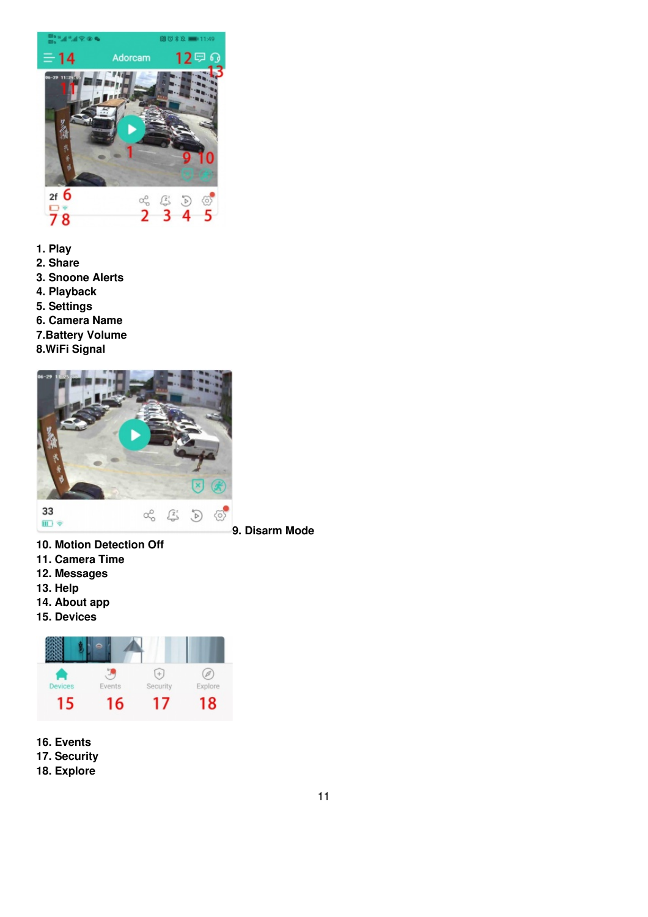1. Play
2. Share
3. Snoone Alerts
4. Playback
5. Settings
6. Camera Name
7.Battery Volume
8.WiFi Signal

9. Disarm Mode
10. Motion Detection Off
11. Camera Time
12. Messages
13. Help
14. About app
15. Devices

16. Events
17. Security
18. Explore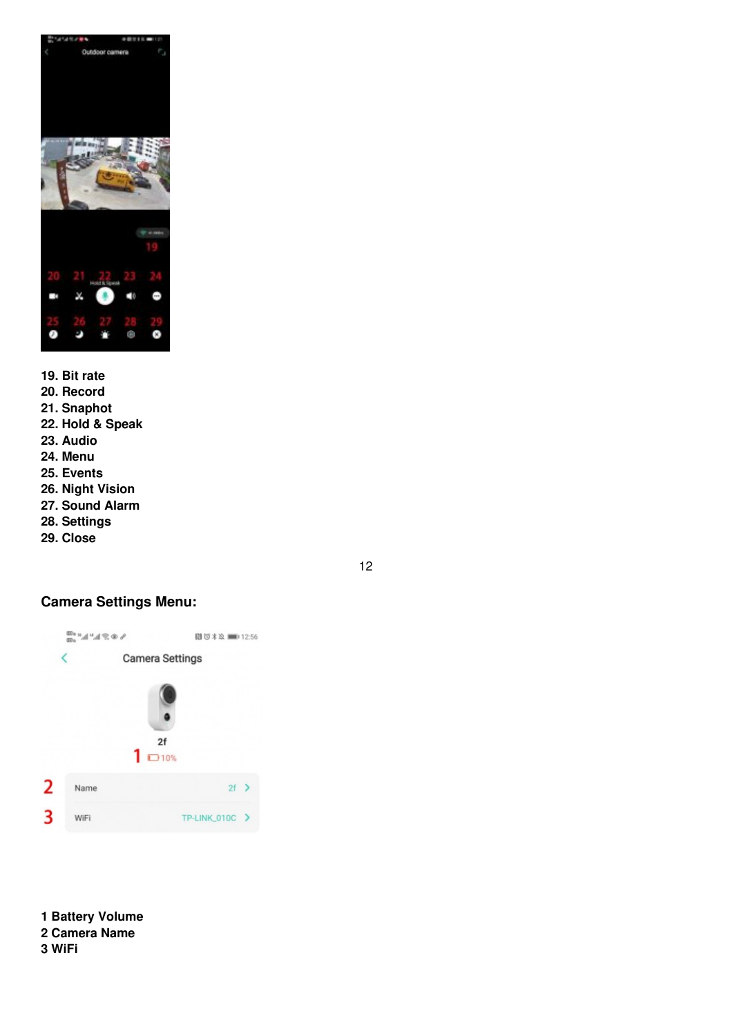19. Bit rate
20. Record
21. Snaphot
22. Hold & Speak
23. Audio
24. Menu
25. Events
26. Night Vision
27. Sound Alarm
28. Settings
29. Close

## Camera Settings Menu:

1 Battery Volume
2 Camera Name
3 WiFi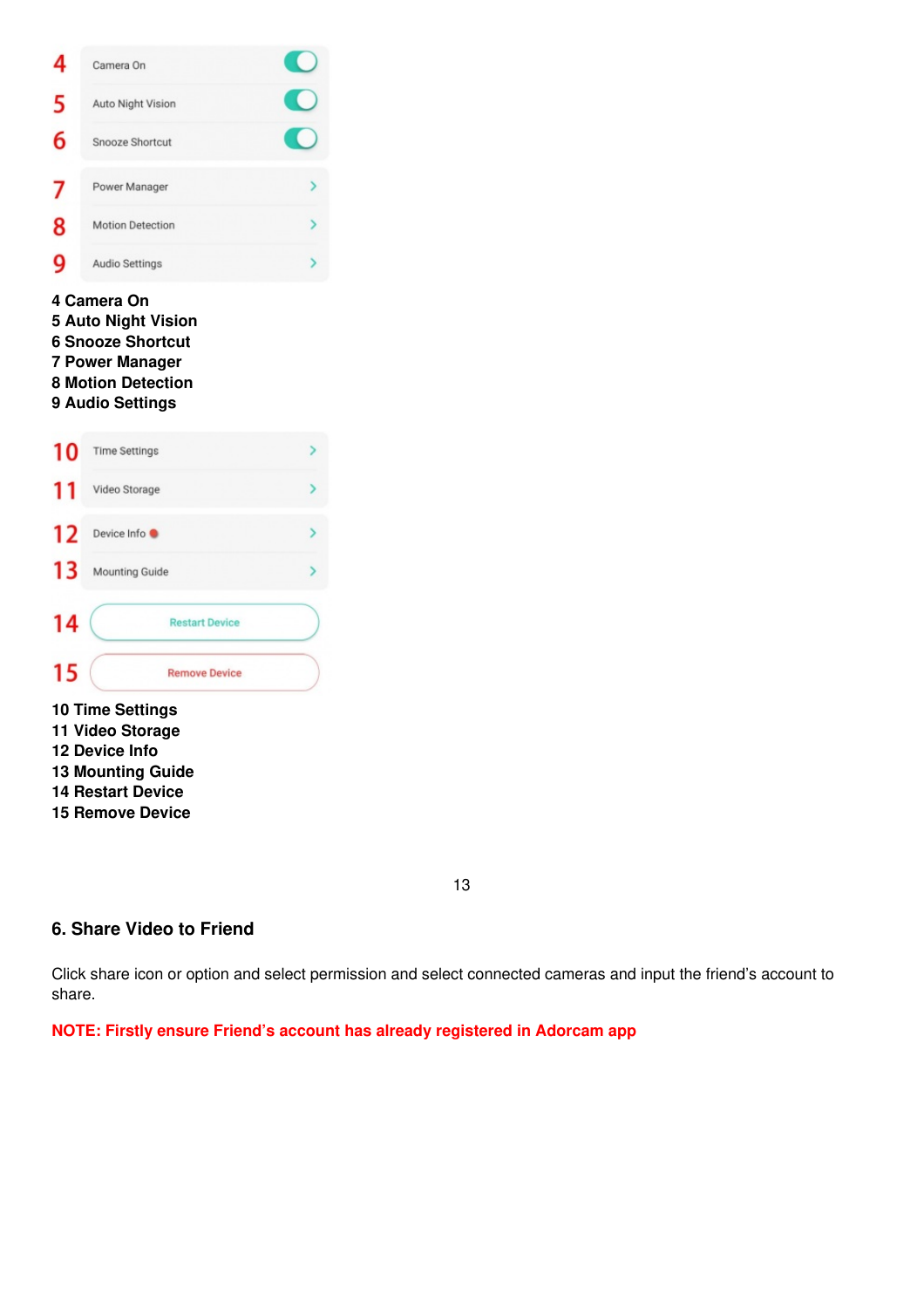| | |
|---|---|
| 4 | Camera On |
| 5 | Auto Night Vision |
| 6 | Snooze Shortcut |
| 7 | Power Manager |
| 8 | Motion Detection |
| 9 | Audio Settings |

**4 Camera On**
**5 Auto Night Vision**
**6 Snooze Shortcut**
**7 Power Manager**
**8 Motion Detection**
**9 Audio Settings**

| | |
|---|---|
| 10 | Time Settings |
| 11 | Video Storage |
| 12 | Device Info |
| 13 | Mounting Guide |
| 14 | Restart Device |
| 15 | Remove Device |

**10 Time Settings**
**11 Video Storage**
**12 Device Info**
**13 Mounting Guide**
**14 Restart Device**
**15 Remove Device**

### 6. Share Video to Friend

Click share icon or option and select permission and select connected cameras and input the friend's account to share.

**NOTE: Firstly ensure Friend's account has already registered in Adorcam app**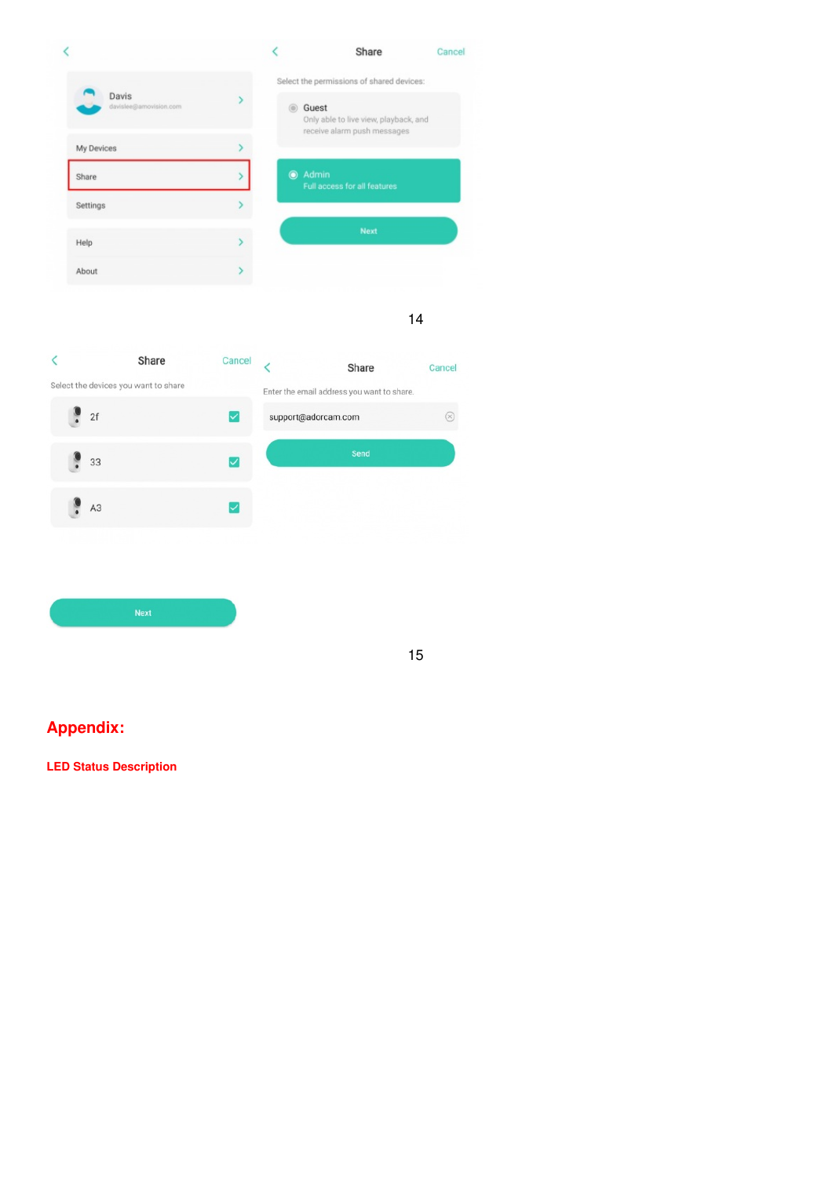Davis

davislee@amovision.com

My Devices

Share

Settings

Help

About

Share Cancel

Select the permissions of shared devices:

Guest

Only able to live view, playback, and receive alarm push messages

Admin

Full access for all features

Next

14

Share Cancel

Select the devices you want to share

2f

33

A3

Next

Share Cancel

Enter the email address you want to share.

support@adorcam.com

Send

15

# Appendix:

### LED Status Description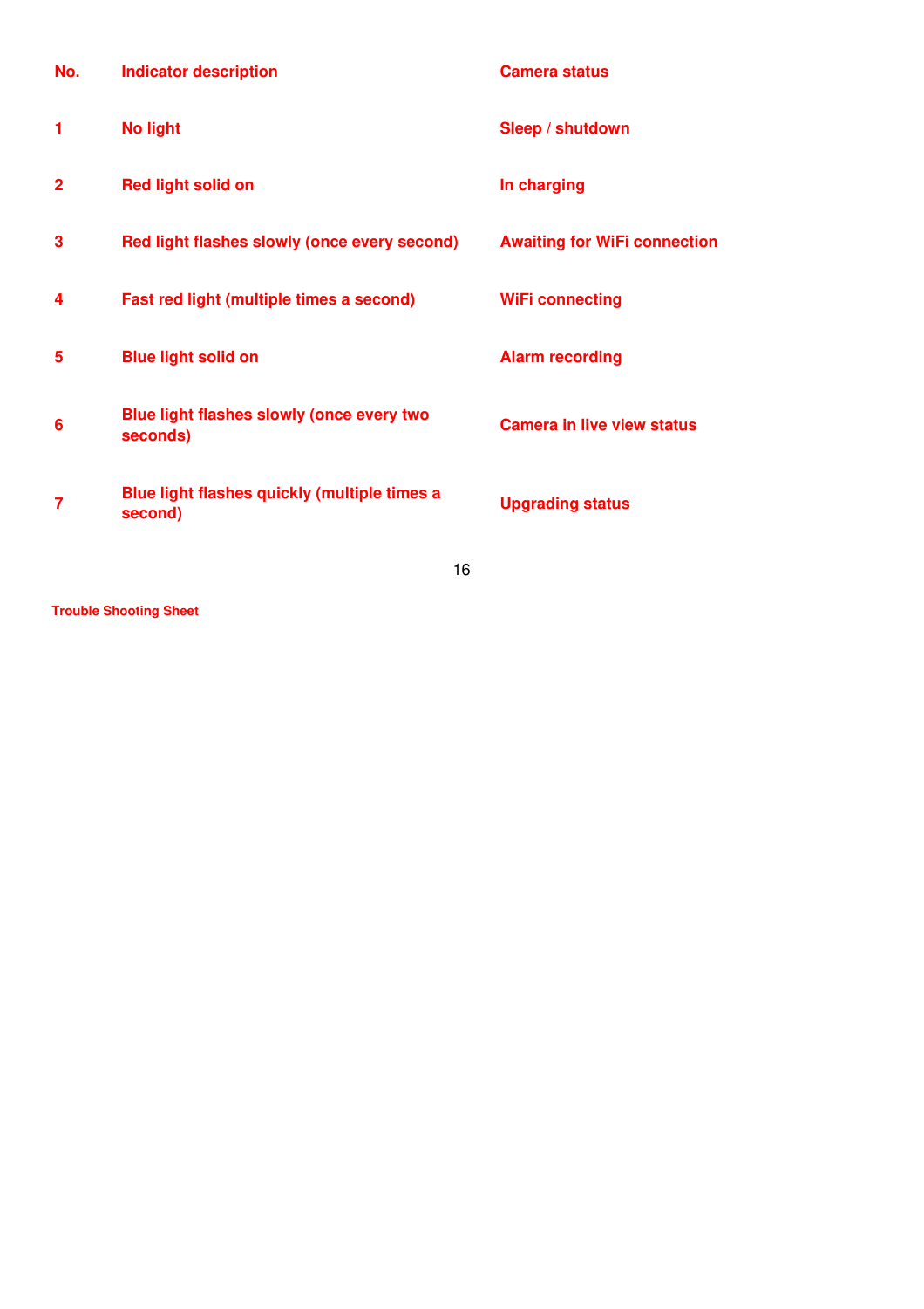| No. | Indicator description | Camera status |
| --- | --- | --- |
| 1 | No light | Sleep / shutdown |
| 2 | Red light solid on | In charging |
| 3 | Red light flashes slowly (once every second) | Awaiting for WiFi connection |
| 4 | Fast red light (multiple times a second) | WiFi connecting |
| 5 | Blue light solid on | Alarm recording |
| 6 | Blue light flashes slowly (once every two seconds) | Camera in live view status |
| 7 | Blue light flashes quickly (multiple times a second) | Upgrading status |

**Trouble Shooting Sheet**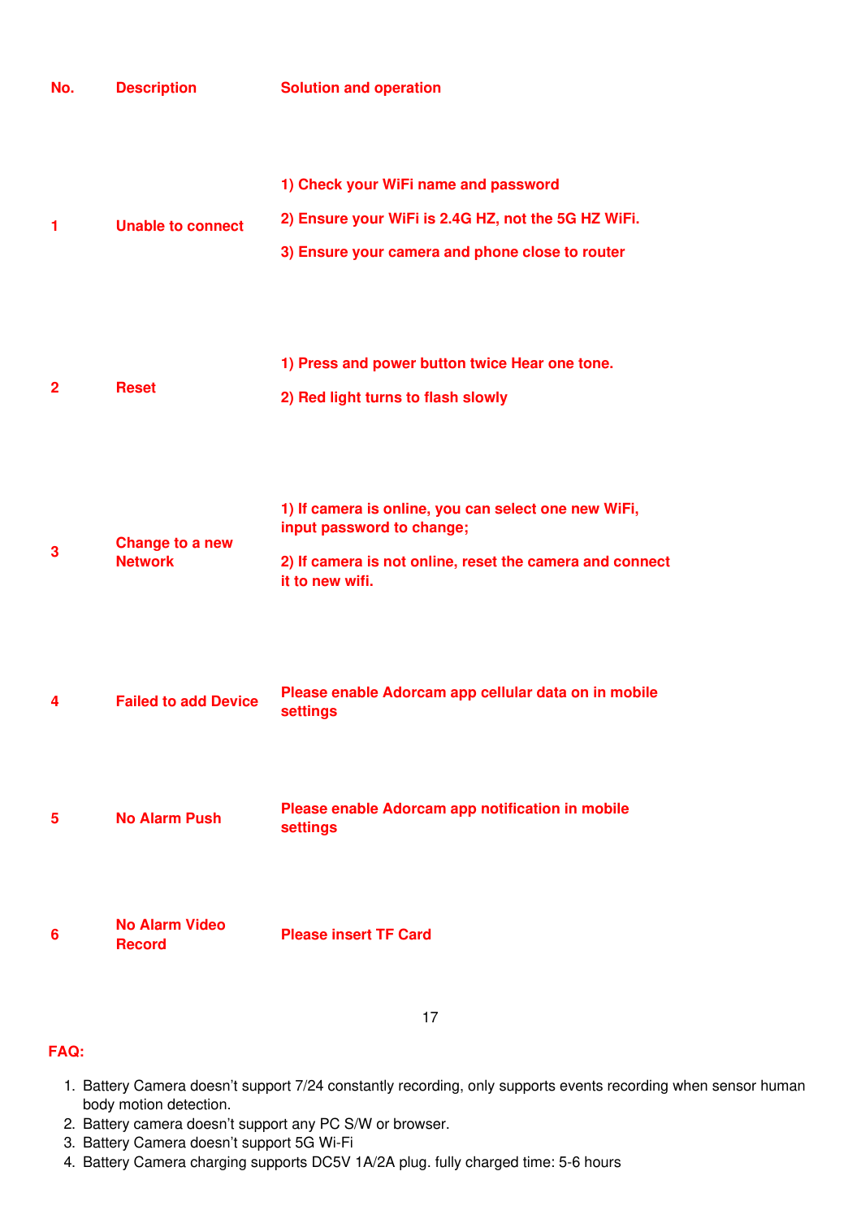| No. | Description | Solution and operation |
| --- | --- | --- |
| 1 | Unable to connect | 1) Check your WiFi name and password<br>2) Ensure your WiFi is 2.4G HZ, not the 5G HZ WiFi.<br>3) Ensure your camera and phone close to router |
| 2 | Reset | 1) Press and power button twice Hear one tone.<br>2) Red light turns to flash slowly |
| 3 | Change to a new Network | 1) If camera is online, you can select one new WiFi, input password to change;<br>2) If camera is not online, reset the camera and connect it to new wifi. |
| 4 | Failed to add Device | Please enable Adorcam app cellular data on in mobile settings |
| 5 | No Alarm Push | Please enable Adorcam app notification in mobile settings |
| 6 | No Alarm Video Record | Please insert TF Card |

**FAQ:**

1. Battery Camera doesn't support 7/24 constantly recording, only supports events recording when sensor human body motion detection.
2. Battery camera doesn't support any PC S/W or browser.
3. Battery Camera doesn't support 5G Wi-Fi
4. Battery Camera charging supports DC5V 1A/2A plug. fully charged time: 5-6 hours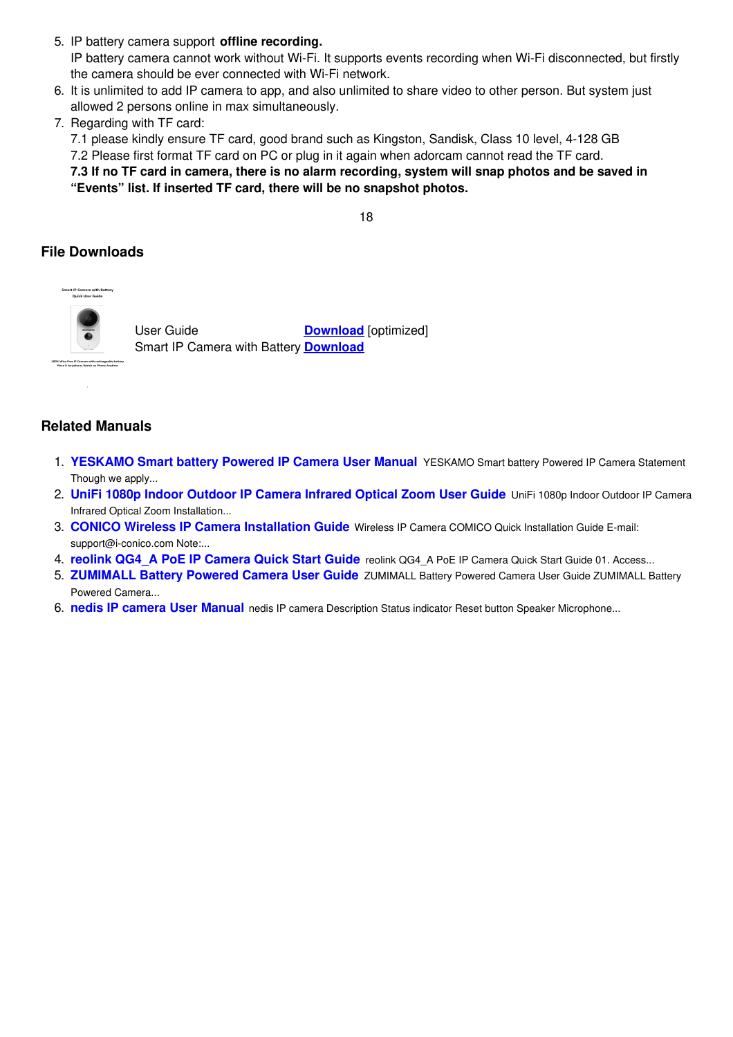5. IP battery camera support **offline recording.**
   IP battery camera cannot work without Wi-Fi. It supports events recording when Wi-Fi disconnected, but firstly the camera should be ever connected with Wi-Fi network.
6. It is unlimited to add IP camera to app, and also unlimited to share video to other person. But system just allowed 2 persons online in max simultaneously.
7. Regarding with TF card:
   7.1 please kindly ensure TF card, good brand such as Kingston, Sandisk, Class 10 level, 4-128 GB
   7.2 Please first format TF card on PC or plug in it again when adorcam cannot read the TF card.
   **7.3 If no TF card in camera, there is no alarm recording, system will snap photos and be saved in "Events" list. If inserted TF card, there will be no snapshot photos.**

## File Downloads

User Guide **Download** [optimized]
Smart IP Camera with Battery **Download**

## Related Manuals

1. **YESKAMO Smart battery Powered IP Camera User Manual** YESKAMO Smart battery Powered IP Camera Statement Though we apply...
2. **UniFi 1080p Indoor Outdoor IP Camera Infrared Optical Zoom User Guide** UniFi 1080p Indoor Outdoor IP Camera Infrared Optical Zoom Installation...
3. **CONICO Wireless IP Camera Installation Guide** Wireless IP Camera COMICO Quick Installation Guide E-mail: support@i-conico.com Note:...
4. **reolink QG4_A PoE IP Camera Quick Start Guide** reolink QG4_A PoE IP Camera Quick Start Guide 01. Access...
5. **ZUMIMALL Battery Powered Camera User Guide** ZUMIMALL Battery Powered Camera User Guide ZUMIMALL Battery Powered Camera...
6. **nedis IP camera User Manual** nedis IP camera Description Status indicator Reset button Speaker Microphone...